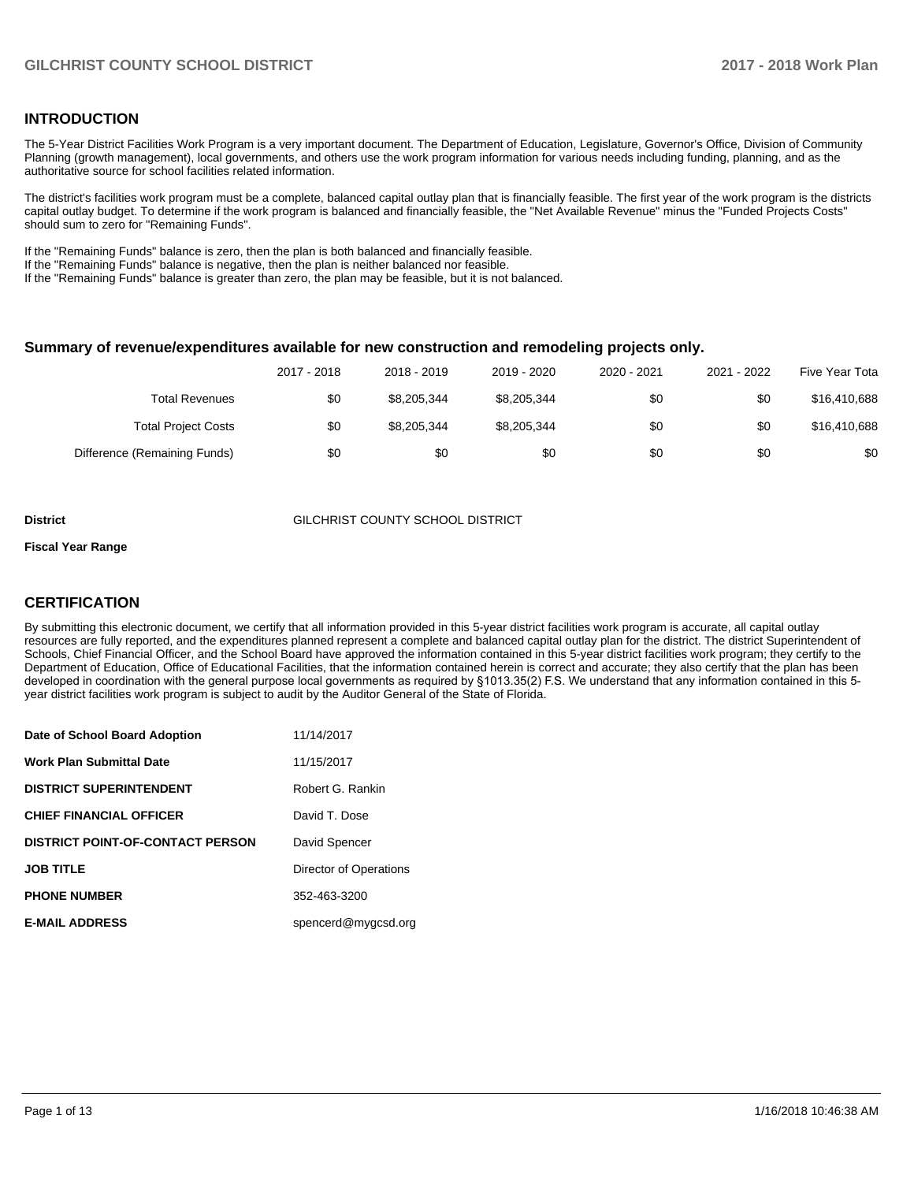## INTRODUCTION

The 5-Year District Facilities Work Program is a very important document. The Department of Education, Legislature, Governor's Office, Division of Community Planning (growth management), local governments, and others use the work program information for various needs including funding, planning, and as the authoritative source for school facilities related information.

The district's facilities work program must be a complete, balanced capital outlay plan that is financially feasible. The first year of the work program is the districts capital outlay budget. To determine if the work program is balanced and financially feasible, the "Net Available Revenue" minus the "Funded Projects Costs" should sum to zero for "Remaining Funds".

If the "Remaining Funds" balance is zero, then the plan is both balanced and financially feasible.
If the "Remaining Funds" balance is negative, then the plan is neither balanced nor feasible.
If the "Remaining Funds" balance is greater than zero, the plan may be feasible, but it is not balanced.

### Summary of revenue/expenditures available for new construction and remodeling projects only.

| | 2017 - 2018 | 2018 - 2019 | 2019 - 2020 | 2020 - 2021 | 2021 - 2022 | Five Year Tota |
|---|---|---|---|---|---|---|
| Total Revenues | $0 | $8,205,344 | $8,205,344 | $0 | $0 | $16,410,688 |
| Total Project Costs | $0 | $8,205,344 | $8,205,344 | $0 | $0 | $16,410,688 |
| Difference (Remaining Funds) | $0 | $0 | $0 | $0 | $0 | $0 |

**District** GILCHRIST COUNTY SCHOOL DISTRICT

**Fiscal Year Range**

## CERTIFICATION

By submitting this electronic document, we certify that all information provided in this 5-year district facilities work program is accurate, all capital outlay resources are fully reported, and the expenditures planned represent a complete and balanced capital outlay plan for the district. The district Superintendent of Schools, Chief Financial Officer, and the School Board have approved the information contained in this 5-year district facilities work program; they certify to the Department of Education, Office of Educational Facilities, that the information contained herein is correct and accurate; they also certify that the plan has been developed in coordination with the general purpose local governments as required by §1013.35(2) F.S. We understand that any information contained in this 5-year district facilities work program is subject to audit by the Auditor General of the State of Florida.

| | |
|---|---|
| **Date of School Board Adoption** | 11/14/2017 |
| **Work Plan Submittal Date** | 11/15/2017 |
| **DISTRICT SUPERINTENDENT** | Robert G. Rankin |
| **CHIEF FINANCIAL OFFICER** | David T. Dose |
| **DISTRICT POINT-OF-CONTACT PERSON** | David Spencer |
| **JOB TITLE** | Director of Operations |
| **PHONE NUMBER** | 352-463-3200 |
| **E-MAIL ADDRESS** | spencerd@mygcsd.org |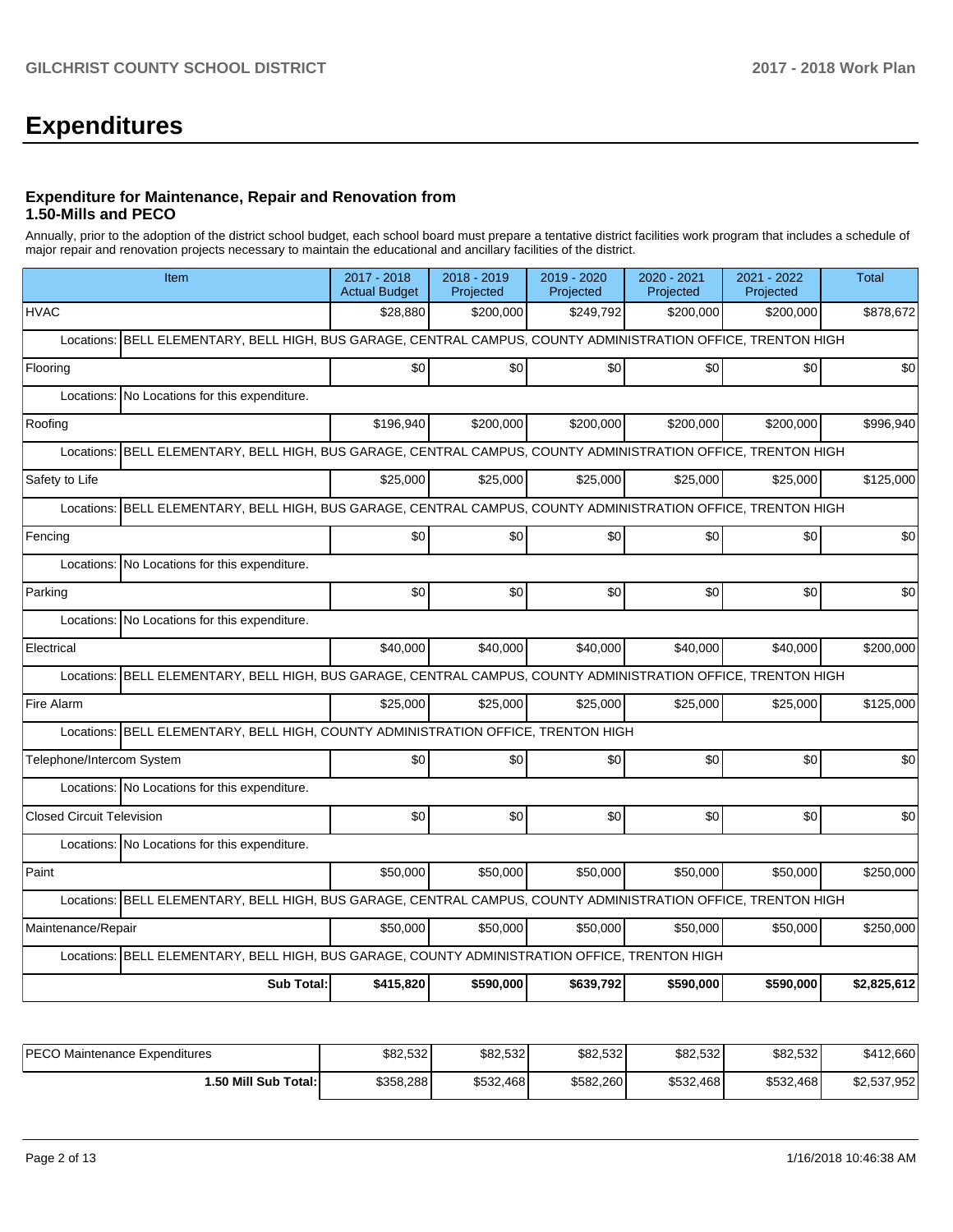# Expenditures

### Expenditure for Maintenance, Repair and Renovation from 1.50-Mills and PECO

Annually, prior to the adoption of the district school budget, each school board must prepare a tentative district facilities work program that includes a schedule of major repair and renovation projects necessary to maintain the educational and ancillary facilities of the district.

| Item | | 2017 - 2018 Actual Budget | 2018 - 2019 Projected | 2019 - 2020 Projected | 2020 - 2021 Projected | 2021 - 2022 Projected | Total |
|---|---|---|---|---|---|---|---|
| HVAC | | $28,880 | $200,000 | $249,792 | $200,000 | $200,000 | $878,672 |
| Locations: | BELL ELEMENTARY, BELL HIGH, BUS GARAGE, CENTRAL CAMPUS, COUNTY ADMINISTRATION OFFICE, TRENTON HIGH | | | | | | |
| Flooring | | $0 | $0 | $0 | $0 | $0 | $0 |
| Locations: | No Locations for this expenditure. | | | | | | |
| Roofing | | $196,940 | $200,000 | $200,000 | $200,000 | $200,000 | $996,940 |
| Locations: | BELL ELEMENTARY, BELL HIGH, BUS GARAGE, CENTRAL CAMPUS, COUNTY ADMINISTRATION OFFICE, TRENTON HIGH | | | | | | |
| Safety to Life | | $25,000 | $25,000 | $25,000 | $25,000 | $25,000 | $125,000 |
| Locations: | BELL ELEMENTARY, BELL HIGH, BUS GARAGE, CENTRAL CAMPUS, COUNTY ADMINISTRATION OFFICE, TRENTON HIGH | | | | | | |
| Fencing | | $0 | $0 | $0 | $0 | $0 | $0 |
| Locations: | No Locations for this expenditure. | | | | | | |
| Parking | | $0 | $0 | $0 | $0 | $0 | $0 |
| Locations: | No Locations for this expenditure. | | | | | | |
| Electrical | | $40,000 | $40,000 | $40,000 | $40,000 | $40,000 | $200,000 |
| Locations: | BELL ELEMENTARY, BELL HIGH, BUS GARAGE, CENTRAL CAMPUS, COUNTY ADMINISTRATION OFFICE, TRENTON HIGH | | | | | | |
| Fire Alarm | | $25,000 | $25,000 | $25,000 | $25,000 | $25,000 | $125,000 |
| Locations: | BELL ELEMENTARY, BELL HIGH, COUNTY ADMINISTRATION OFFICE, TRENTON HIGH | | | | | | |
| Telephone/Intercom System | | $0 | $0 | $0 | $0 | $0 | $0 |
| Locations: | No Locations for this expenditure. | | | | | | |
| Closed Circuit Television | | $0 | $0 | $0 | $0 | $0 | $0 |
| Locations: | No Locations for this expenditure. | | | | | | |
| Paint | | $50,000 | $50,000 | $50,000 | $50,000 | $50,000 | $250,000 |
| Locations: | BELL ELEMENTARY, BELL HIGH, BUS GARAGE, CENTRAL CAMPUS, COUNTY ADMINISTRATION OFFICE, TRENTON HIGH | | | | | | |
| Maintenance/Repair | | $50,000 | $50,000 | $50,000 | $50,000 | $50,000 | $250,000 |
| Locations: | BELL ELEMENTARY, BELL HIGH, BUS GARAGE, COUNTY ADMINISTRATION OFFICE, TRENTON HIGH | | | | | | |
| **Sub Total:** | | **$415,820** | **$590,000** | **$639,792** | **$590,000** | **$590,000** | **$2,825,612** |

| | 2017 - 2018 | 2018 - 2019 | 2019 - 2020 | 2020 - 2021 | 2021 - 2022 | Total |
|---|---|---|---|---|---|---|
| PECO Maintenance Expenditures | $82,532 | $82,532 | $82,532 | $82,532 | $82,532 | $412,660 |
| **1.50 Mill Sub Total:** | $358,288 | $532,468 | $582,260 | $532,468 | $532,468 | $2,537,952 |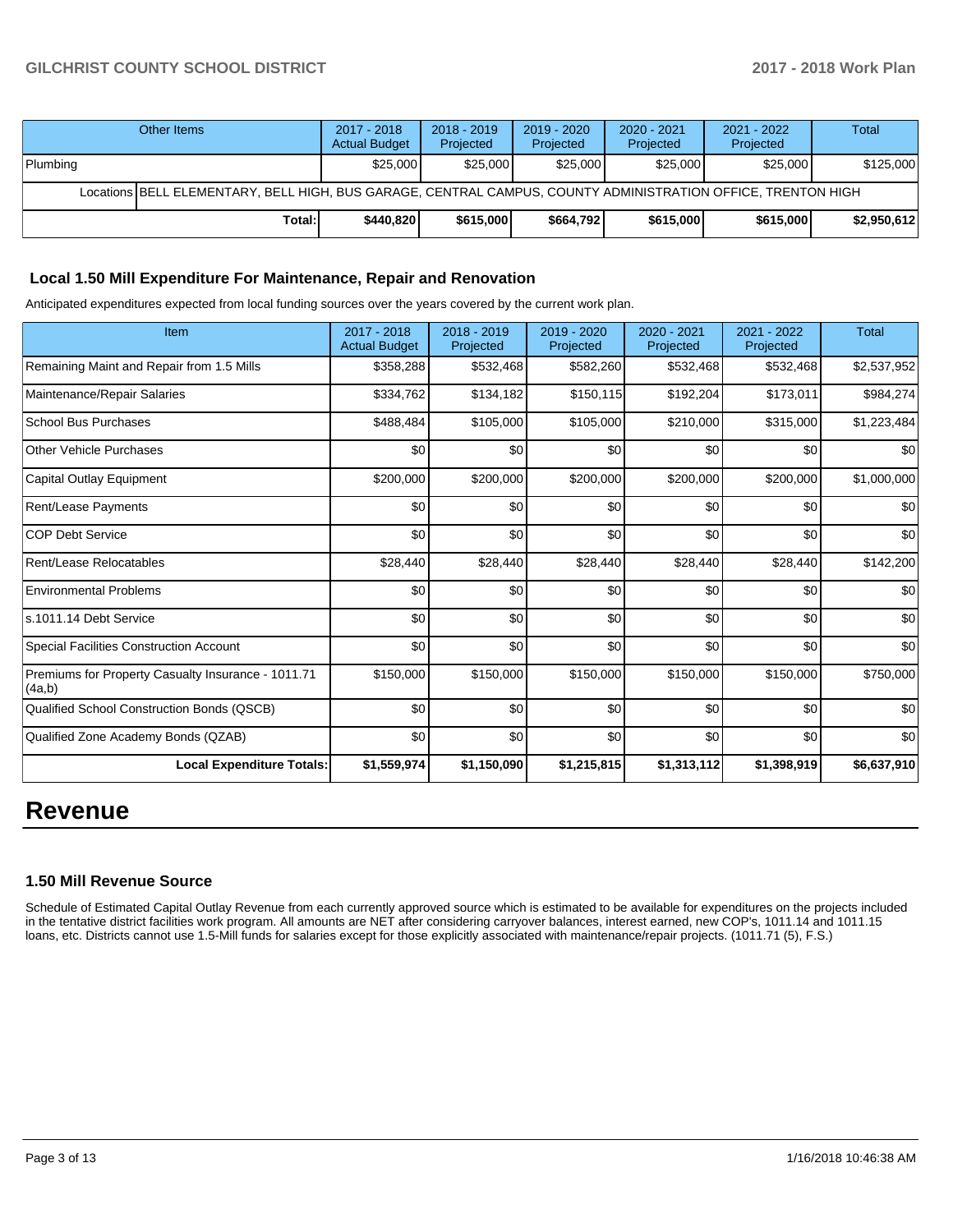| Other Items | 2017 - 2018 Actual Budget | 2018 - 2019 Projected | 2019 - 2020 Projected | 2020 - 2021 Projected | 2021 - 2022 Projected | Total |
|---|---|---|---|---|---|---|
| Plumbing | $25,000 | $25,000 | $25,000 | $25,000 | $25,000 | $125,000 |
| Locations BELL ELEMENTARY, BELL HIGH, BUS GARAGE, CENTRAL CAMPUS, COUNTY ADMINISTRATION OFFICE, TRENTON HIGH | | | | | | |
| **Total:** | **$440,820** | **$615,000** | **$664,792** | **$615,000** | **$615,000** | **$2,950,612** |

### Local 1.50 Mill Expenditure For Maintenance, Repair and Renovation

Anticipated expenditures expected from local funding sources over the years covered by the current work plan.

| Item | 2017 - 2018 Actual Budget | 2018 - 2019 Projected | 2019 - 2020 Projected | 2020 - 2021 Projected | 2021 - 2022 Projected | Total |
|---|---|---|---|---|---|---|
| Remaining Maint and Repair from 1.5 Mills | $358,288 | $532,468 | $582,260 | $532,468 | $532,468 | $2,537,952 |
| Maintenance/Repair Salaries | $334,762 | $134,182 | $150,115 | $192,204 | $173,011 | $984,274 |
| School Bus Purchases | $488,484 | $105,000 | $105,000 | $210,000 | $315,000 | $1,223,484 |
| Other Vehicle Purchases | $0 | $0 | $0 | $0 | $0 | $0 |
| Capital Outlay Equipment | $200,000 | $200,000 | $200,000 | $200,000 | $200,000 | $1,000,000 |
| Rent/Lease Payments | $0 | $0 | $0 | $0 | $0 | $0 |
| COP Debt Service | $0 | $0 | $0 | $0 | $0 | $0 |
| Rent/Lease Relocatables | $28,440 | $28,440 | $28,440 | $28,440 | $28,440 | $142,200 |
| Environmental Problems | $0 | $0 | $0 | $0 | $0 | $0 |
| s.1011.14 Debt Service | $0 | $0 | $0 | $0 | $0 | $0 |
| Special Facilities Construction Account | $0 | $0 | $0 | $0 | $0 | $0 |
| Premiums for Property Casualty Insurance - 1011.71 (4a,b) | $150,000 | $150,000 | $150,000 | $150,000 | $150,000 | $750,000 |
| Qualified School Construction Bonds (QSCB) | $0 | $0 | $0 | $0 | $0 | $0 |
| Qualified Zone Academy Bonds (QZAB) | $0 | $0 | $0 | $0 | $0 | $0 |
| **Local Expenditure Totals:** | **$1,559,974** | **$1,150,090** | **$1,215,815** | **$1,313,112** | **$1,398,919** | **$6,637,910** |

# Revenue

### 1.50 Mill Revenue Source

Schedule of Estimated Capital Outlay Revenue from each currently approved source which is estimated to be available for expenditures on the projects included in the tentative district facilities work program. All amounts are NET after considering carryover balances, interest earned, new COP's, 1011.14 and 1011.15 loans, etc. Districts cannot use 1.5-Mill funds for salaries except for those explicitly associated with maintenance/repair projects. (1011.71 (5), F.S.)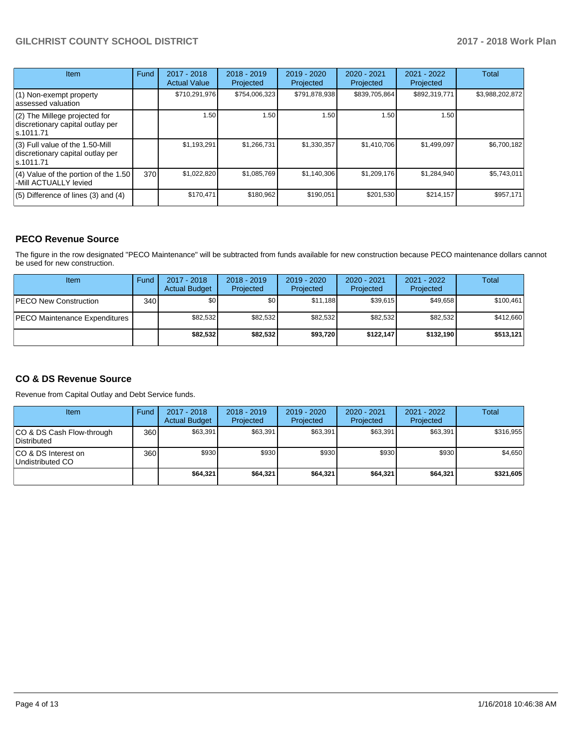| Item | Fund | 2017 - 2018 Actual Value | 2018 - 2019 Projected | 2019 - 2020 Projected | 2020 - 2021 Projected | 2021 - 2022 Projected | Total |
|---|---|---|---|---|---|---|---|
| (1) Non-exempt property assessed valuation | | $710,291,976 | $754,006,323 | $791,878,938 | $839,705,864 | $892,319,771 | $3,988,202,872 |
| (2) The Millege projected for discretionary capital outlay per s.1011.71 | | 1.50 | 1.50 | 1.50 | 1.50 | 1.50 | |
| (3) Full value of the 1.50-Mill discretionary capital outlay per s.1011.71 | | $1,193,291 | $1,266,731 | $1,330,357 | $1,410,706 | $1,499,097 | $6,700,182 |
| (4) Value of the portion of the 1.50 -Mill ACTUALLY levied | 370 | $1,022,820 | $1,085,769 | $1,140,306 | $1,209,176 | $1,284,940 | $5,743,011 |
| (5) Difference of lines (3) and (4) | | $170,471 | $180,962 | $190,051 | $201,530 | $214,157 | $957,171 |

## PECO Revenue Source

The figure in the row designated "PECO Maintenance" will be subtracted from funds available for new construction because PECO maintenance dollars cannot be used for new construction.

| Item | Fund | 2017 - 2018 Actual Budget | 2018 - 2019 Projected | 2019 - 2020 Projected | 2020 - 2021 Projected | 2021 - 2022 Projected | Total |
|---|---|---|---|---|---|---|---|
| PECO New Construction | 340 | $0 | $0 | $11,188 | $39,615 | $49,658 | $100,461 |
| PECO Maintenance Expenditures | | $82,532 | $82,532 | $82,532 | $82,532 | $82,532 | $412,660 |
| | | **$82,532** | **$82,532** | **$93,720** | **$122,147** | **$132,190** | **$513,121** |

## CO & DS Revenue Source

Revenue from Capital Outlay and Debt Service funds.

| Item | Fund | 2017 - 2018 Actual Budget | 2018 - 2019 Projected | 2019 - 2020 Projected | 2020 - 2021 Projected | 2021 - 2022 Projected | Total |
|---|---|---|---|---|---|---|---|
| CO & DS Cash Flow-through Distributed | 360 | $63,391 | $63,391 | $63,391 | $63,391 | $63,391 | $316,955 |
| CO & DS Interest on Undistributed CO | 360 | $930 | $930 | $930 | $930 | $930 | $4,650 |
| | | **$64,321** | **$64,321** | **$64,321** | **$64,321** | **$64,321** | **$321,605** |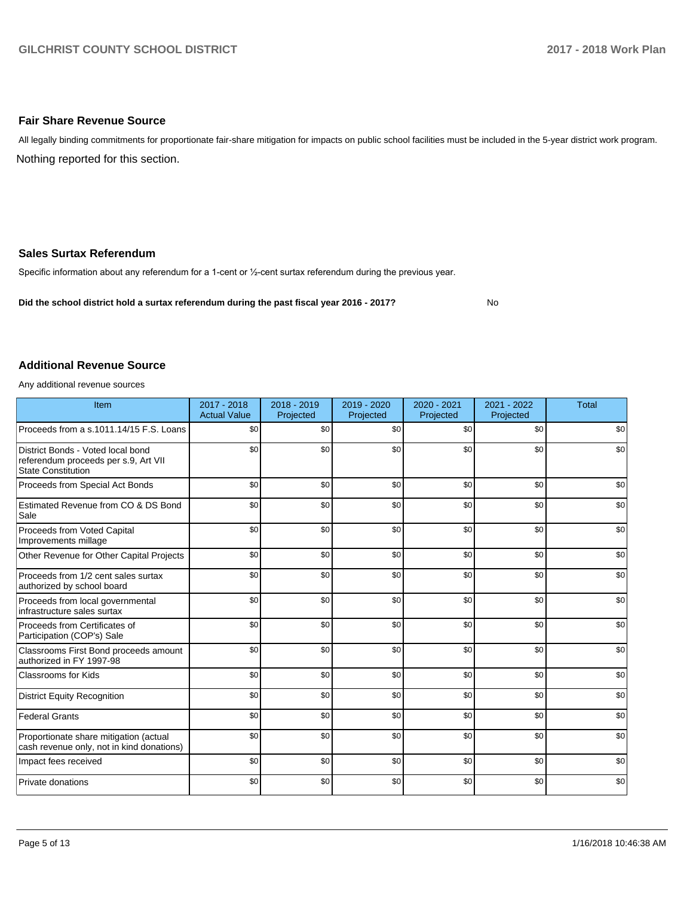## Fair Share Revenue Source

All legally binding commitments for proportionate fair-share mitigation for impacts on public school facilities must be included in the 5-year district work program.

Nothing reported for this section.

## Sales Surtax Referendum

Specific information about any referendum for a 1-cent or ½-cent surtax referendum during the previous year.

**Did the school district hold a surtax referendum during the past fiscal year 2016 - 2017?** No

## Additional Revenue Source

Any additional revenue sources

| Item | 2017 - 2018 Actual Value | 2018 - 2019 Projected | 2019 - 2020 Projected | 2020 - 2021 Projected | 2021 - 2022 Projected | Total |
|---|---|---|---|---|---|---|
| Proceeds from a s.1011.14/15 F.S. Loans | $0 | $0 | $0 | $0 | $0 | $0 |
| District Bonds - Voted local bond referendum proceeds per s.9, Art VII State Constitution | $0 | $0 | $0 | $0 | $0 | $0 |
| Proceeds from Special Act Bonds | $0 | $0 | $0 | $0 | $0 | $0 |
| Estimated Revenue from CO & DS Bond Sale | $0 | $0 | $0 | $0 | $0 | $0 |
| Proceeds from Voted Capital Improvements millage | $0 | $0 | $0 | $0 | $0 | $0 |
| Other Revenue for Other Capital Projects | $0 | $0 | $0 | $0 | $0 | $0 |
| Proceeds from 1/2 cent sales surtax authorized by school board | $0 | $0 | $0 | $0 | $0 | $0 |
| Proceeds from local governmental infrastructure sales surtax | $0 | $0 | $0 | $0 | $0 | $0 |
| Proceeds from Certificates of Participation (COP's) Sale | $0 | $0 | $0 | $0 | $0 | $0 |
| Classrooms First Bond proceeds amount authorized in FY 1997-98 | $0 | $0 | $0 | $0 | $0 | $0 |
| Classrooms for Kids | $0 | $0 | $0 | $0 | $0 | $0 |
| District Equity Recognition | $0 | $0 | $0 | $0 | $0 | $0 |
| Federal Grants | $0 | $0 | $0 | $0 | $0 | $0 |
| Proportionate share mitigation (actual cash revenue only, not in kind donations) | $0 | $0 | $0 | $0 | $0 | $0 |
| Impact fees received | $0 | $0 | $0 | $0 | $0 | $0 |
| Private donations | $0 | $0 | $0 | $0 | $0 | $0 |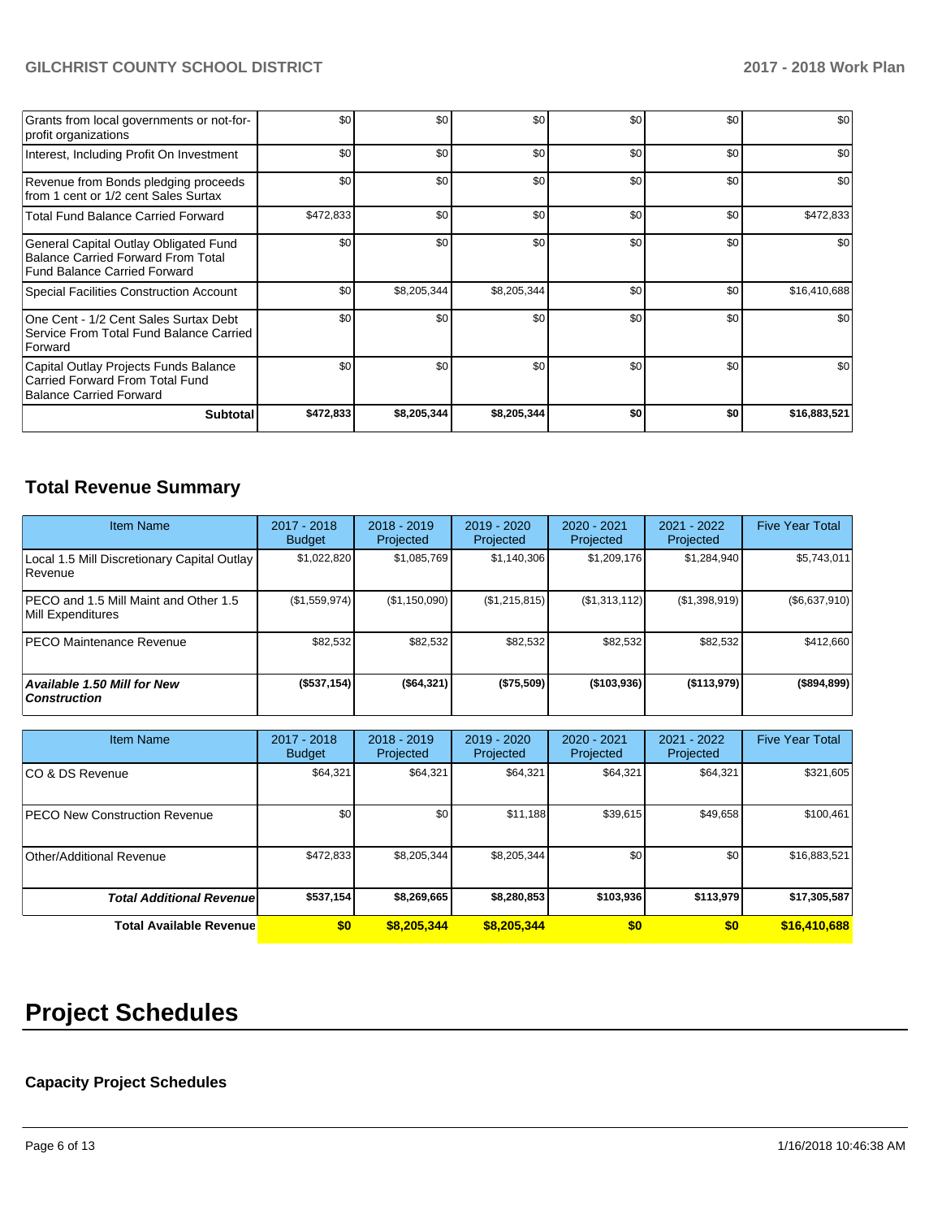| | | | | | | |
|---|---|---|---|---|---|---|
| Grants from local governments or not-for-profit organizations | $0 | $0 | $0 | $0 | $0 | $0 |
| Interest, Including Profit On Investment | $0 | $0 | $0 | $0 | $0 | $0 |
| Revenue from Bonds pledging proceeds from 1 cent or 1/2 cent Sales Surtax | $0 | $0 | $0 | $0 | $0 | $0 |
| Total Fund Balance Carried Forward | $472,833 | $0 | $0 | $0 | $0 | $472,833 |
| General Capital Outlay Obligated Fund Balance Carried Forward From Total Fund Balance Carried Forward | $0 | $0 | $0 | $0 | $0 | $0 |
| Special Facilities Construction Account | $0 | $8,205,344 | $8,205,344 | $0 | $0 | $16,410,688 |
| One Cent - 1/2 Cent Sales Surtax Debt Service From Total Fund Balance Carried Forward | $0 | $0 | $0 | $0 | $0 | $0 |
| Capital Outlay Projects Funds Balance Carried Forward From Total Fund Balance Carried Forward | $0 | $0 | $0 | $0 | $0 | $0 |
| **Subtotal** | **$472,833** | **$8,205,344** | **$8,205,344** | **$0** | **$0** | **$16,883,521** |

## Total Revenue Summary

| Item Name | 2017 - 2018 Budget | 2018 - 2019 Projected | 2019 - 2020 Projected | 2020 - 2021 Projected | 2021 - 2022 Projected | Five Year Total |
|---|---|---|---|---|---|---|
| Local 1.5 Mill Discretionary Capital Outlay Revenue | $1,022,820 | $1,085,769 | $1,140,306 | $1,209,176 | $1,284,940 | $5,743,011 |
| PECO and 1.5 Mill Maint and Other 1.5 Mill Expenditures | ($1,559,974) | ($1,150,090) | ($1,215,815) | ($1,313,112) | ($1,398,919) | ($6,637,910) |
| PECO Maintenance Revenue | $82,532 | $82,532 | $82,532 | $82,532 | $82,532 | $412,660 |
| ***Available 1.50 Mill for New Construction*** | **($537,154)** | **($64,321)** | **($75,509)** | **($103,936)** | **($113,979)** | **($894,899)** |

| Item Name | 2017 - 2018 Budget | 2018 - 2019 Projected | 2019 - 2020 Projected | 2020 - 2021 Projected | 2021 - 2022 Projected | Five Year Total |
|---|---|---|---|---|---|---|
| CO & DS Revenue | $64,321 | $64,321 | $64,321 | $64,321 | $64,321 | $321,605 |
| PECO New Construction Revenue | $0 | $0 | $11,188 | $39,615 | $49,658 | $100,461 |
| Other/Additional Revenue | $472,833 | $8,205,344 | $8,205,344 | $0 | $0 | $16,883,521 |
| ***Total Additional Revenue*** | **$537,154** | **$8,269,665** | **$8,280,853** | **$103,936** | **$113,979** | **$17,305,587** |
| **Total Available Revenue** | **$0** | **$8,205,344** | **$8,205,344** | **$0** | **$0** | **$16,410,688** |

# Project Schedules

### Capacity Project Schedules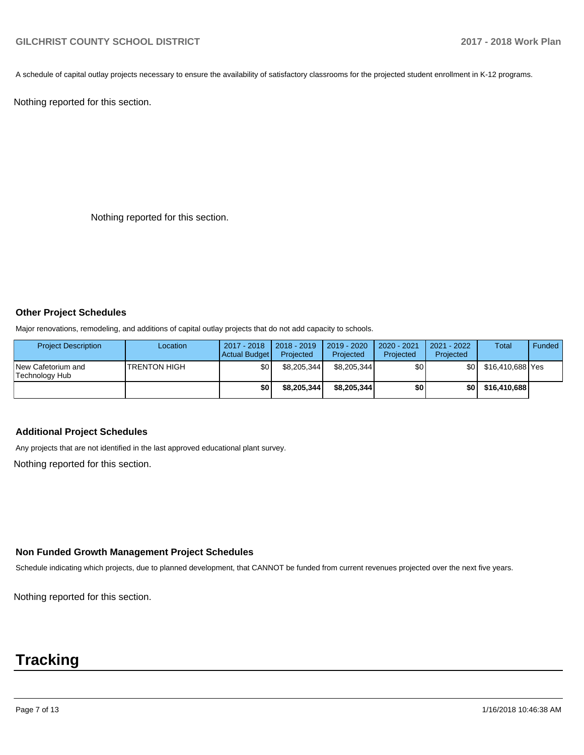A schedule of capital outlay projects necessary to ensure the availability of satisfactory classrooms for the projected student enrollment in K-12 programs.

Nothing reported for this section.

Nothing reported for this section.

### Other Project Schedules

Major renovations, remodeling, and additions of capital outlay projects that do not add capacity to schools.

| Project Description | Location | 2017 - 2018 Actual Budget | 2018 - 2019 Projected | 2019 - 2020 Projected | 2020 - 2021 Projected | 2021 - 2022 Projected | Total | Funded |
|---|---|---|---|---|---|---|---|---|
| New Cafetorium and Technology Hub | TRENTON HIGH | $0 | $8,205,344 | $8,205,344 | $0 | $0 | $16,410,688 | Yes |
| | | **$0** | **$8,205,344** | **$8,205,344** | **$0** | **$0** | **$16,410,688** | |

### Additional Project Schedules

Any projects that are not identified in the last approved educational plant survey.

Nothing reported for this section.

### Non Funded Growth Management Project Schedules

Schedule indicating which projects, due to planned development, that CANNOT be funded from current revenues projected over the next five years.

Nothing reported for this section.

# Tracking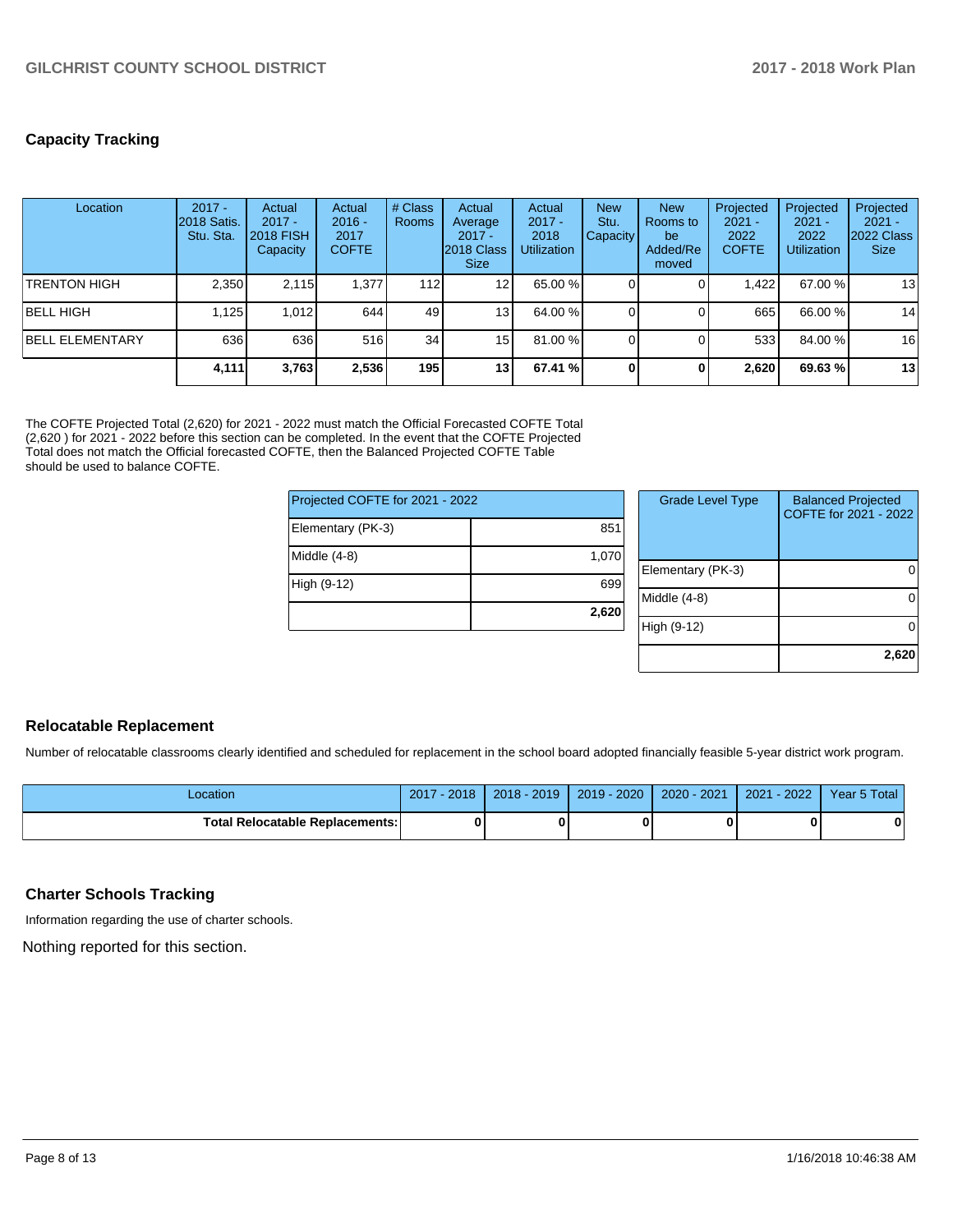## Capacity Tracking

| Location | 2017 - 2018 Satis. Stu. Sta. | Actual 2017 - 2018 FISH Capacity | Actual 2016 - 2017 COFTE | # Class Rooms | Actual Average 2017 - 2018 Class Size | Actual 2017 - 2018 Utilization | New Stu. Capacity | New Rooms to be Added/Removed | Projected 2021 - 2022 COFTE | Projected 2021 - 2022 Utilization | Projected 2021 - 2022 Class Size |
|---|---|---|---|---|---|---|---|---|---|---|---|
| TRENTON HIGH | 2,350 | 2,115 | 1,377 | 112 | 12 | 65.00 % | 0 | 0 | 1,422 | 67.00 % | 13 |
| BELL HIGH | 1,125 | 1,012 | 644 | 49 | 13 | 64.00 % | 0 | 0 | 665 | 66.00 % | 14 |
| BELL ELEMENTARY | 636 | 636 | 516 | 34 | 15 | 81.00 % | 0 | 0 | 533 | 84.00 % | 16 |
| | **4,111** | **3,763** | **2,536** | **195** | **13** | **67.41 %** | **0** | **0** | **2,620** | **69.63 %** | **13** |

The COFTE Projected Total (2,620) for 2021 - 2022 must match the Official Forecasted COFTE Total (2,620 ) for 2021 - 2022 before this section can be completed. In the event that the COFTE Projected Total does not match the Official forecasted COFTE, then the Balanced Projected COFTE Table should be used to balance COFTE.

| Projected COFTE for 2021 - 2022 | |
|---|---|
| Elementary (PK-3) | 851 |
| Middle (4-8) | 1,070 |
| High (9-12) | 699 |
| | **2,620** |

| Grade Level Type | Balanced Projected COFTE for 2021 - 2022 |
|---|---|
| Elementary (PK-3) | 0 |
| Middle (4-8) | 0 |
| High (9-12) | 0 |
| | **2,620** |

## Relocatable Replacement

Number of relocatable classrooms clearly identified and scheduled for replacement in the school board adopted financially feasible 5-year district work program.

| Location | 2017 - 2018 | 2018 - 2019 | 2019 - 2020 | 2020 - 2021 | 2021 - 2022 | Year 5 Total |
|---|---|---|---|---|---|---|
| **Total Relocatable Replacements:** | **0** | **0** | **0** | **0** | **0** | **0** |

## Charter Schools Tracking

Information regarding the use of charter schools.

Nothing reported for this section.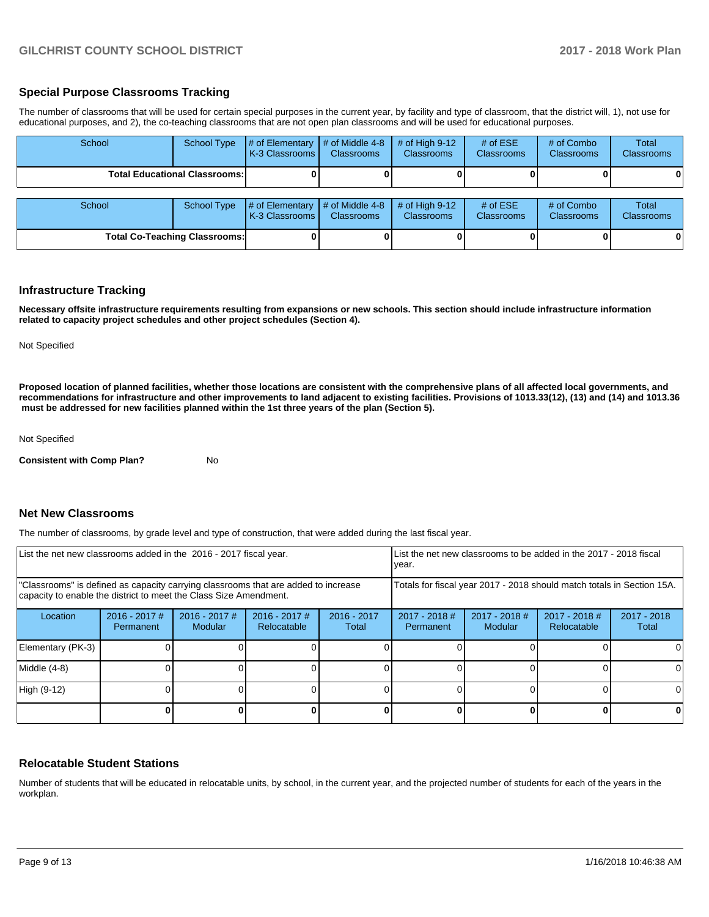## Special Purpose Classrooms Tracking

The number of classrooms that will be used for certain special purposes in the current year, by facility and type of classroom, that the district will, 1), not use for educational purposes, and 2), the co-teaching classrooms that are not open plan classrooms and will be used for educational purposes.

| School | School Type | # of Elementary K-3 Classrooms | # of Middle 4-8 Classrooms | # of High 9-12 Classrooms | # of ESE Classrooms | # of Combo Classrooms | Total Classrooms |
|---|---|---|---|---|---|---|---|
| **Total Educational Classrooms:** | | **0** | **0** | **0** | **0** | **0** | **0** |

| School | School Type | # of Elementary K-3 Classrooms | # of Middle 4-8 Classrooms | # of High 9-12 Classrooms | # of ESE Classrooms | # of Combo Classrooms | Total Classrooms |
|---|---|---|---|---|---|---|---|
| **Total Co-Teaching Classrooms:** | | **0** | **0** | **0** | **0** | **0** | **0** |

## Infrastructure Tracking

**Necessary offsite infrastructure requirements resulting from expansions or new schools. This section should include infrastructure information related to capacity project schedules and other project schedules (Section 4).**

Not Specified

**Proposed location of planned facilities, whether those locations are consistent with the comprehensive plans of all affected local governments, and recommendations for infrastructure and other improvements to land adjacent to existing facilities. Provisions of 1013.33(12), (13) and (14) and 1013.36 must be addressed for new facilities planned within the 1st three years of the plan (Section 5).**

Not Specified

**Consistent with Comp Plan?** No

## Net New Classrooms

The number of classrooms, by grade level and type of construction, that were added during the last fiscal year.

| List the net new classrooms added in the 2016 - 2017 fiscal year. | | | | | List the net new classrooms to be added in the 2017 - 2018 fiscal year. | | | |
|---|---|---|---|---|---|---|---|---|
| "Classrooms" is defined as capacity carrying classrooms that are added to increase capacity to enable the district to meet the Class Size Amendment. | | | | | Totals for fiscal year 2017 - 2018 should match totals in Section 15A. | | | |
| Location | 2016 - 2017 # Permanent | 2016 - 2017 # Modular | 2016 - 2017 # Relocatable | 2016 - 2017 Total | 2017 - 2018 # Permanent | 2017 - 2018 # Modular | 2017 - 2018 # Relocatable | 2017 - 2018 Total |
| Elementary (PK-3) | 0 | 0 | 0 | 0 | 0 | 0 | 0 | 0 |
| Middle (4-8) | 0 | 0 | 0 | 0 | 0 | 0 | 0 | 0 |
| High (9-12) | 0 | 0 | 0 | 0 | 0 | 0 | 0 | 0 |
| | **0** | **0** | **0** | **0** | **0** | **0** | **0** | **0** |

## Relocatable Student Stations

Number of students that will be educated in relocatable units, by school, in the current year, and the projected number of students for each of the years in the workplan.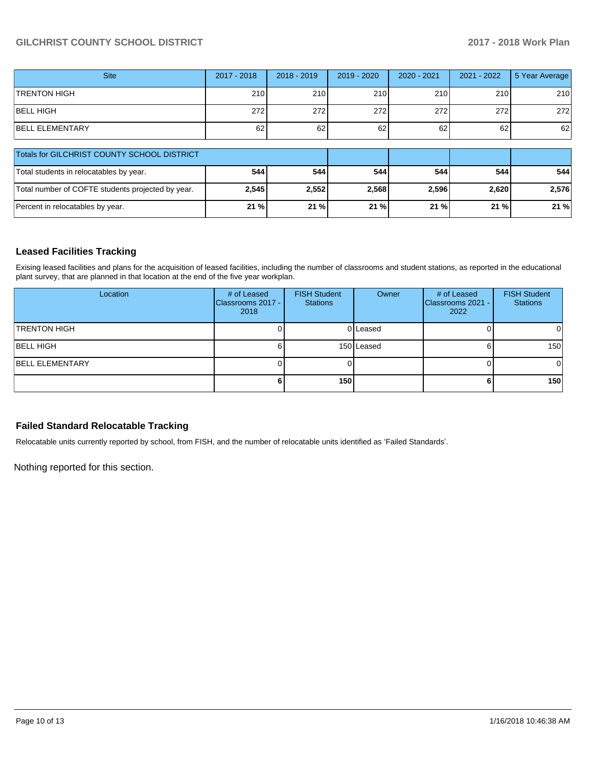| Site | 2017 - 2018 | 2018 - 2019 | 2019 - 2020 | 2020 - 2021 | 2021 - 2022 | 5 Year Average |
| --- | --- | --- | --- | --- | --- | --- |
| TRENTON HIGH | 210 | 210 | 210 | 210 | 210 | 210 |
| BELL HIGH | 272 | 272 | 272 | 272 | 272 | 272 |
| BELL ELEMENTARY | 62 | 62 | 62 | 62 | 62 | 62 |

| Totals for GILCHRIST COUNTY SCHOOL DISTRICT | | | | | | |
| --- | --- | --- | --- | --- | --- | --- |
| Total students in relocatables by year. | **544** | **544** | **544** | **544** | **544** | **544** |
| Total number of COFTE students projected by year. | **2,545** | **2,552** | **2,568** | **2,596** | **2,620** | **2,576** |
| Percent in relocatables by year. | **21 %** | **21 %** | **21 %** | **21 %** | **21 %** | **21 %** |

## Leased Facilities Tracking

Exising leased facilities and plans for the acquisition of leased facilities, including the number of classrooms and student stations, as reported in the educational plant survey, that are planned in that location at the end of the five year workplan.

| Location | # of Leased Classrooms 2017 - 2018 | FISH Student Stations | Owner | # of Leased Classrooms 2021 - 2022 | FISH Student Stations |
| --- | --- | --- | --- | --- | --- |
| TRENTON HIGH | 0 | 0 | Leased | 0 | 0 |
| BELL HIGH | 6 | 150 | Leased | 6 | 150 |
| BELL ELEMENTARY | 0 | 0 | | 0 | 0 |
| | **6** | **150** | | **6** | **150** |

## Failed Standard Relocatable Tracking

Relocatable units currently reported by school, from FISH, and the number of relocatable units identified as 'Failed Standards'.

Nothing reported for this section.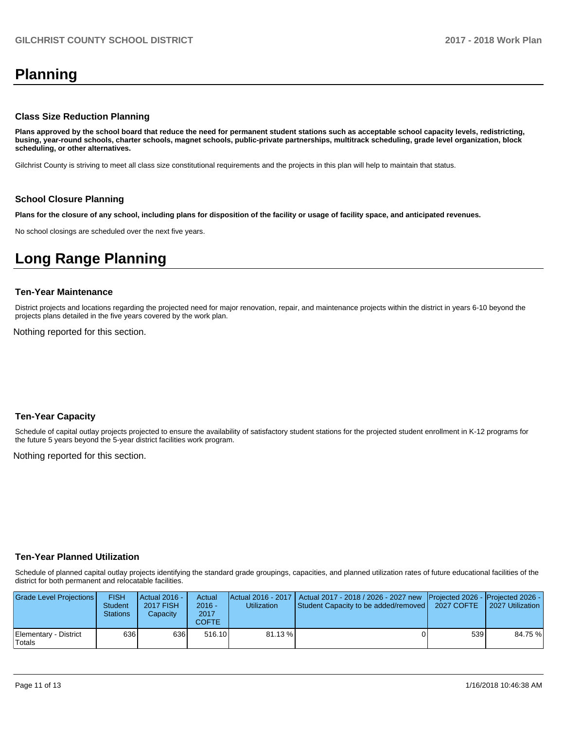# Planning

### Class Size Reduction Planning

**Plans approved by the school board that reduce the need for permanent student stations such as acceptable school capacity levels, redistricting, busing, year-round schools, charter schools, magnet schools, public-private partnerships, multitrack scheduling, grade level organization, block scheduling, or other alternatives.**

Gilchrist County is striving to meet all class size constitutional requirements and the projects in this plan will help to maintain that status.

### School Closure Planning

**Plans for the closure of any school, including plans for disposition of the facility or usage of facility space, and anticipated revenues.**

No school closings are scheduled over the next five years.

# Long Range Planning

### Ten-Year Maintenance

District projects and locations regarding the projected need for major renovation, repair, and maintenance projects within the district in years 6-10 beyond the projects plans detailed in the five years covered by the work plan.

Nothing reported for this section.

### Ten-Year Capacity

Schedule of capital outlay projects projected to ensure the availability of satisfactory student stations for the projected student enrollment in K-12 programs for the future 5 years beyond the 5-year district facilities work program.

Nothing reported for this section.

### Ten-Year Planned Utilization

Schedule of planned capital outlay projects identifying the standard grade groupings, capacities, and planned utilization rates of future educational facilities of the district for both permanent and relocatable facilities.

| Grade Level Projections | FISH Student Stations | Actual 2016 - 2017 FISH Capacity | Actual 2016 - 2017 COFTE | Actual 2016 - 2017 Utilization | Actual 2017 - 2018 / 2026 - 2027 new Student Capacity to be added/removed | Projected 2026 - 2027 COFTE | Projected 2026 - 2027 Utilization |
|---|---|---|---|---|---|---|---|
| Elementary - District Totals | 636 | 636 | 516.10 | 81.13 % | 0 | 539 | 84.75 % |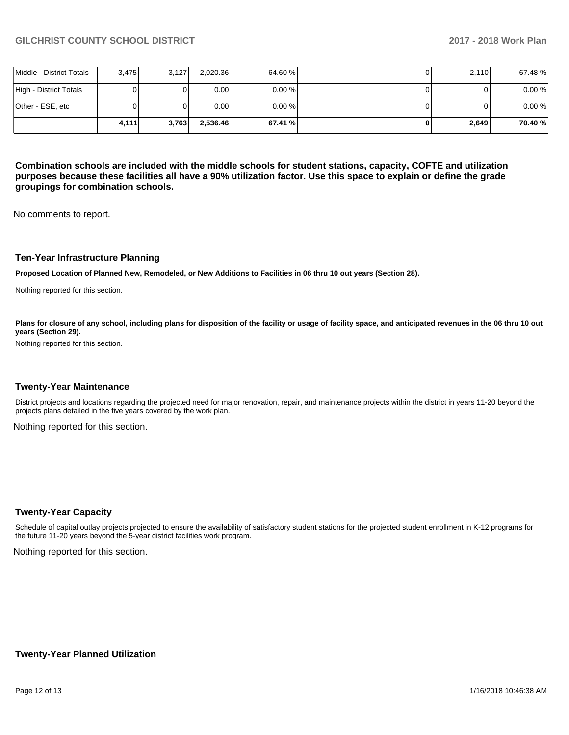| | | | | | | | |
|---|---|---|---|---|---|---|---|
| Middle - District Totals | 3,475 | 3,127 | 2,020.36 | 64.60 % | 0 | 2,110 | 67.48 % |
| High - District Totals | 0 | 0 | 0.00 | 0.00 % | 0 | 0 | 0.00 % |
| Other - ESE, etc | 0 | 0 | 0.00 | 0.00 % | 0 | 0 | 0.00 % |
| | **4,111** | **3,763** | **2,536.46** | **67.41 %** | **0** | **2,649** | **70.40 %** |

**Combination schools are included with the middle schools for student stations, capacity, COFTE and utilization purposes because these facilities all have a 90% utilization factor. Use this space to explain or define the grade groupings for combination schools.**

No comments to report.

### Ten-Year Infrastructure Planning

**Proposed Location of Planned New, Remodeled, or New Additions to Facilities in 06 thru 10 out years (Section 28).**

Nothing reported for this section.

**Plans for closure of any school, including plans for disposition of the facility or usage of facility space, and anticipated revenues in the 06 thru 10 out years (Section 29).**

Nothing reported for this section.

### Twenty-Year Maintenance

District projects and locations regarding the projected need for major renovation, repair, and maintenance projects within the district in years 11-20 beyond the projects plans detailed in the five years covered by the work plan.

Nothing reported for this section.

### Twenty-Year Capacity

Schedule of capital outlay projects projected to ensure the availability of satisfactory student stations for the projected student enrollment in K-12 programs for the future 11-20 years beyond the 5-year district facilities work program.

Nothing reported for this section.

### Twenty-Year Planned Utilization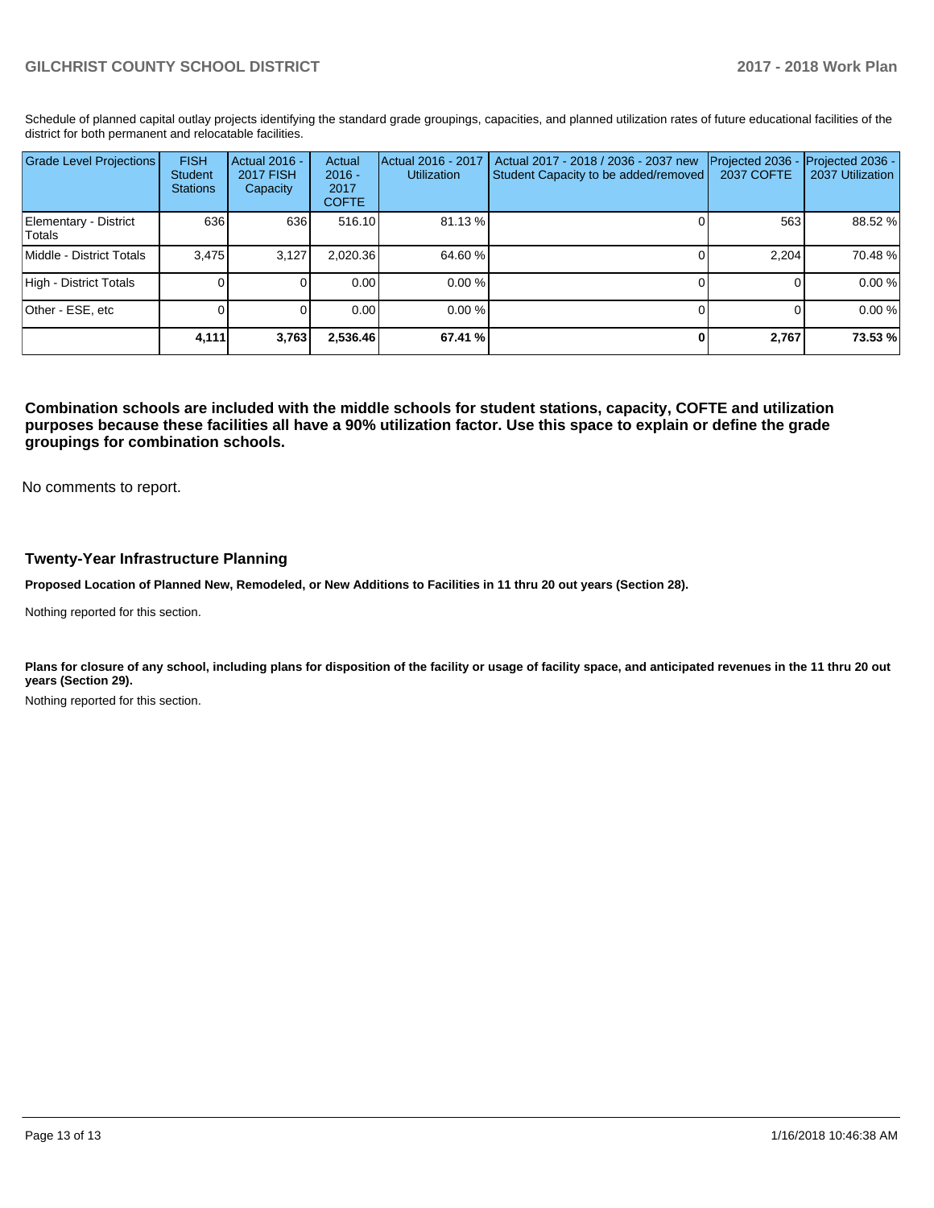Schedule of planned capital outlay projects identifying the standard grade groupings, capacities, and planned utilization rates of future educational facilities of the district for both permanent and relocatable facilities.

| Grade Level Projections | FISH Student Stations | Actual 2016 - 2017 FISH Capacity | Actual 2016 - 2017 COFTE | Actual 2016 - 2017 Utilization | Actual 2017 - 2018 / 2036 - 2037 new Student Capacity to be added/removed | Projected 2036 - 2037 COFTE | Projected 2036 - 2037 Utilization |
|---|---|---|---|---|---|---|---|
| Elementary - District Totals | 636 | 636 | 516.10 | 81.13 % | 0 | 563 | 88.52 % |
| Middle - District Totals | 3,475 | 3,127 | 2,020.36 | 64.60 % | 0 | 2,204 | 70.48 % |
| High - District Totals | 0 | 0 | 0.00 | 0.00 % | 0 | 0 | 0.00 % |
| Other - ESE, etc | 0 | 0 | 0.00 | 0.00 % | 0 | 0 | 0.00 % |
| | **4,111** | **3,763** | **2,536.46** | **67.41 %** | **0** | **2,767** | **73.53 %** |

**Combination schools are included with the middle schools for student stations, capacity, COFTE and utilization purposes because these facilities all have a 90% utilization factor. Use this space to explain or define the grade groupings for combination schools.**

No comments to report.

## Twenty-Year Infrastructure Planning

**Proposed Location of Planned New, Remodeled, or New Additions to Facilities in 11 thru 20 out years (Section 28).**

Nothing reported for this section.

**Plans for closure of any school, including plans for disposition of the facility or usage of facility space, and anticipated revenues in the 11 thru 20 out years (Section 29).**

Nothing reported for this section.